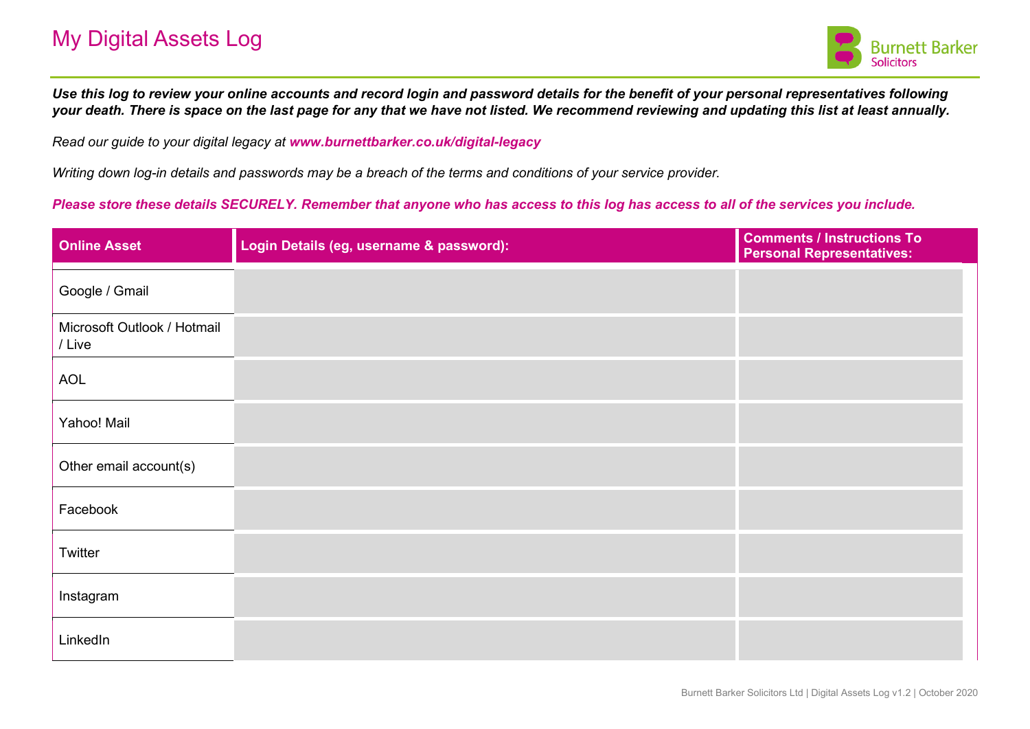# My Digital Assets Log

Burnett Barker Solicitors

***Use this log to review your online accounts and record login and password details for the benefit of your personal representatives following your death. There is space on the last page for any that we have not listed. We recommend reviewing and updating this list at least annually.***

*Read our guide to your digital legacy at **www.burnettbarker.co.uk/digital-legacy***

*Writing down log-in details and passwords may be a breach of the terms and conditions of your service provider.*

***Please store these details SECURELY. Remember that anyone who has access to this log has access to all of the services you include.***

| Online Asset | Login Details (eg, username & password): | Comments / Instructions To Personal Representatives: |
|---|---|---|
| Google / Gmail | | |
| Microsoft Outlook / Hotmail / Live | | |
| AOL | | |
| Yahoo! Mail | | |
| Other email account(s) | | |
| Facebook | | |
| Twitter | | |
| Instagram | | |
| LinkedIn | | |

Burnett Barker Solicitors Ltd | Digital Assets Log v1.2 | October 2020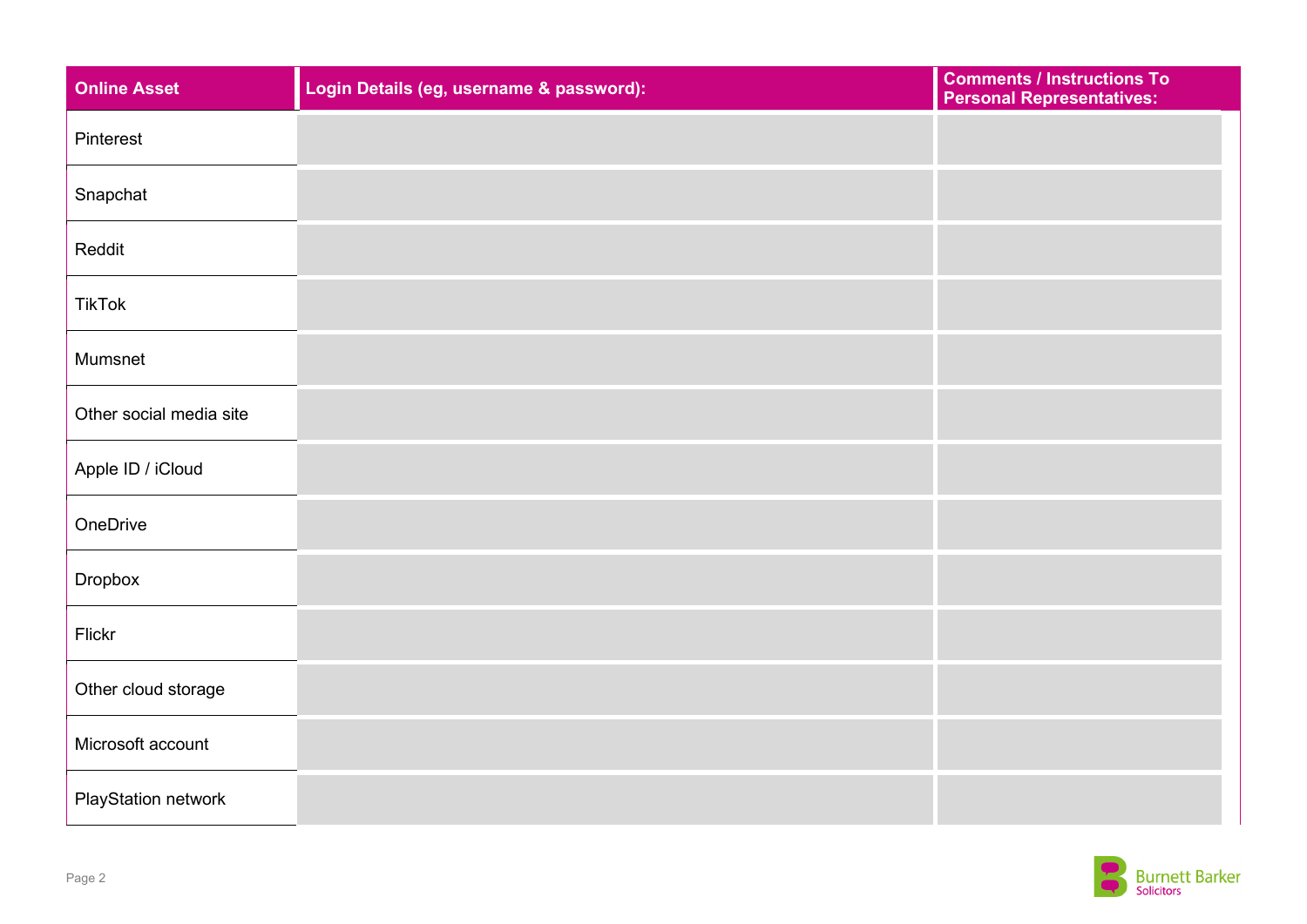| Online Asset | Login Details (eg, username & password): | Comments / Instructions To Personal Representatives: |
| --- | --- | --- |
| Pinterest | | |
| Snapchat | | |
| Reddit | | |
| TikTok | | |
| Mumsnet | | |
| Other social media site | | |
| Apple ID / iCloud | | |
| OneDrive | | |
| Dropbox | | |
| Flickr | | |
| Other cloud storage | | |
| Microsoft account | | |
| PlayStation network | | |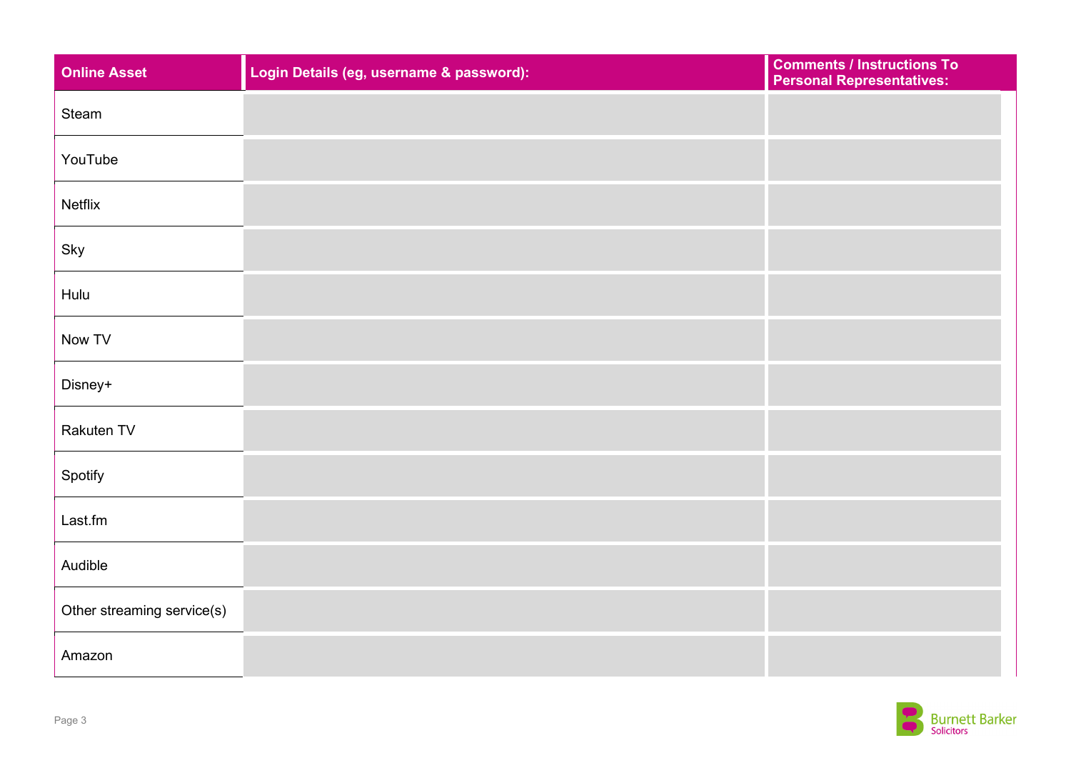| Online Asset | Login Details (eg, username & password): | Comments / Instructions To Personal Representatives: |
|---|---|---|
| Steam | | |
| YouTube | | |
| Netflix | | |
| Sky | | |
| Hulu | | |
| Now TV | | |
| Disney+ | | |
| Rakuten TV | | |
| Spotify | | |
| Last.fm | | |
| Audible | | |
| Other streaming service(s) | | |
| Amazon | | |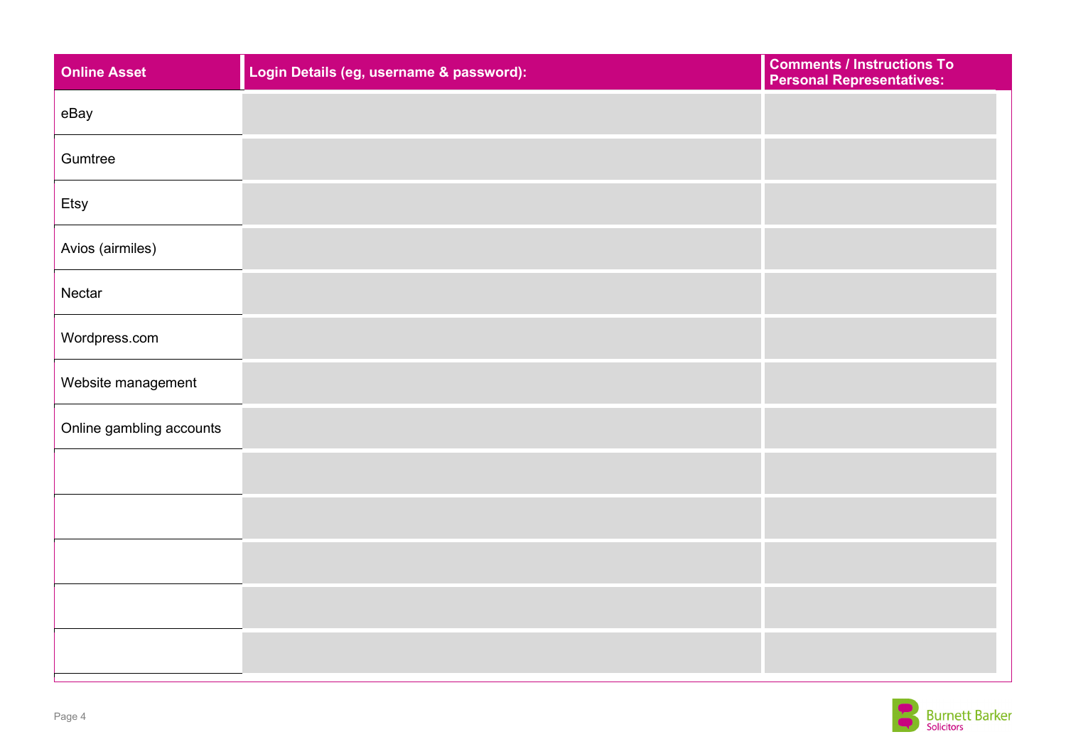| Online Asset | Login Details (eg, username & password): | Comments / Instructions To Personal Representatives: |
| --- | --- | --- |
| eBay | | |
| Gumtree | | |
| Etsy | | |
| Avios (airmiles) | | |
| Nectar | | |
| Wordpress.com | | |
| Website management | | |
| Online gambling accounts | | |
| | | |
| | | |
| | | |
| | | |
| | | |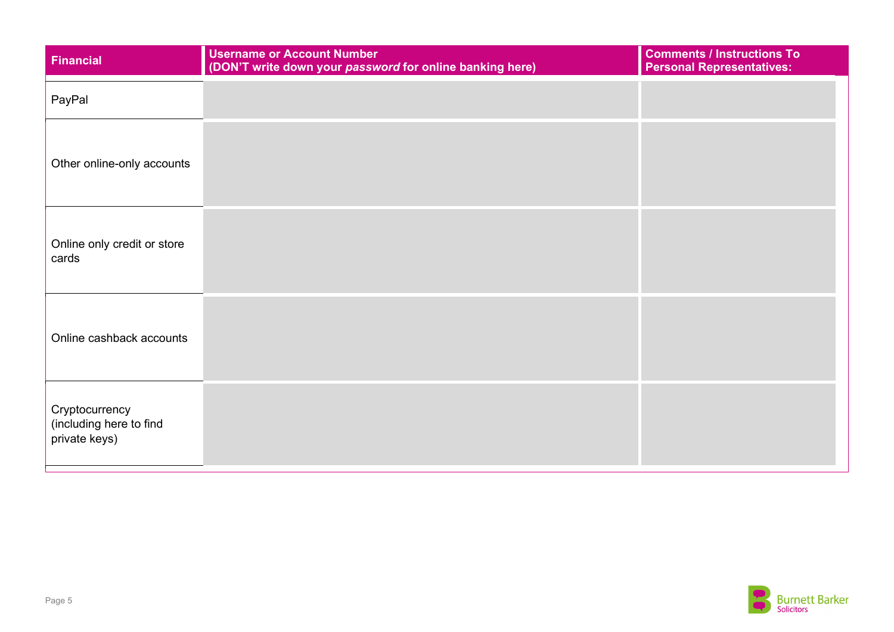| Financial | Username or Account Number (DON'T write down your *password* for online banking here) | Comments / Instructions To Personal Representatives: |
|---|---|---|
| PayPal | | |
| Other online-only accounts | | |
| Online only credit or store cards | | |
| Online cashback accounts | | |
| Cryptocurrency (including here to find private keys) | | |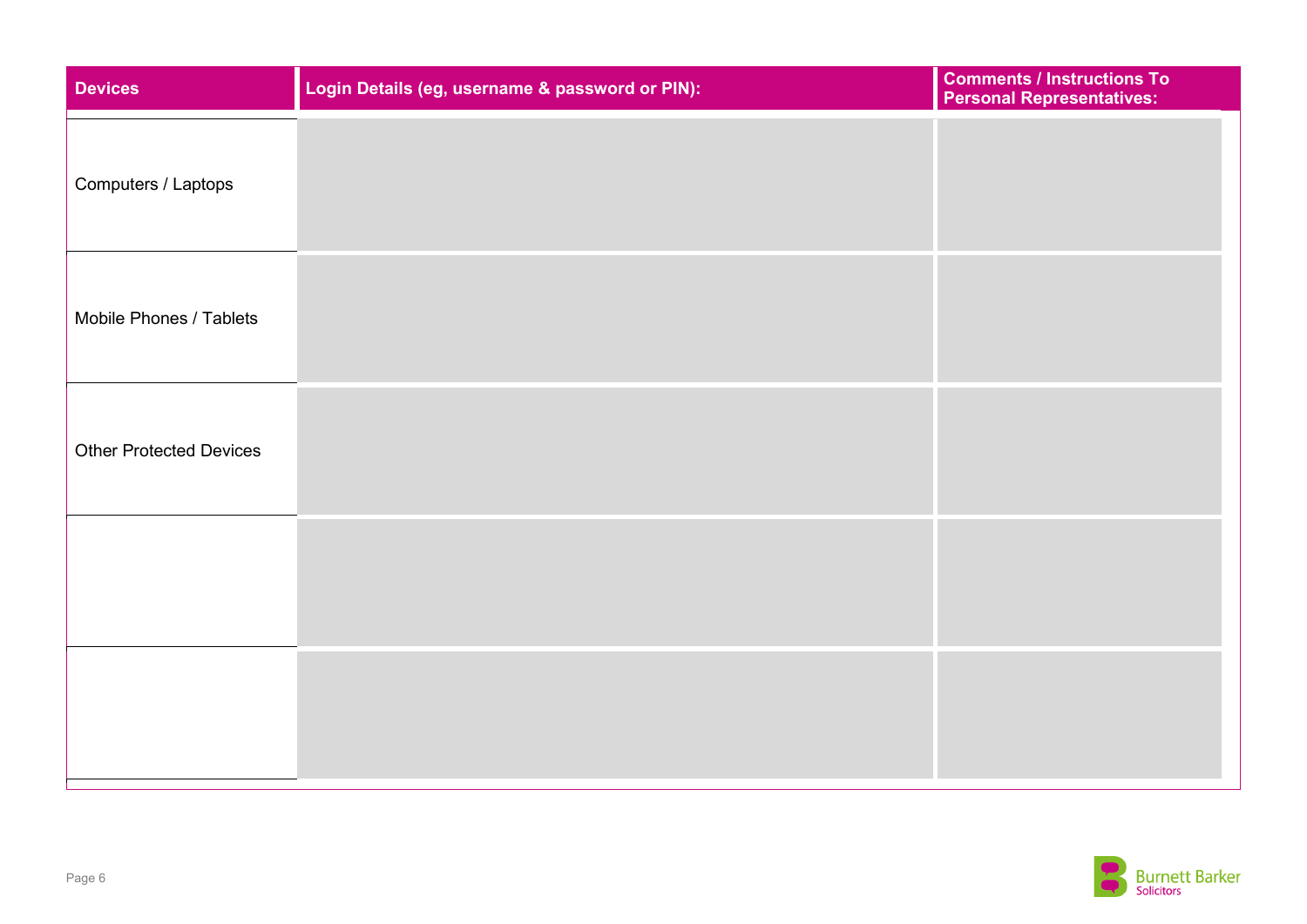| Devices | Login Details (eg, username & password or PIN): | Comments / Instructions To Personal Representatives: |
| --- | --- | --- |
| Computers / Laptops | | |
| Mobile Phones / Tablets | | |
| Other Protected Devices | | |
| | | |
| | | |